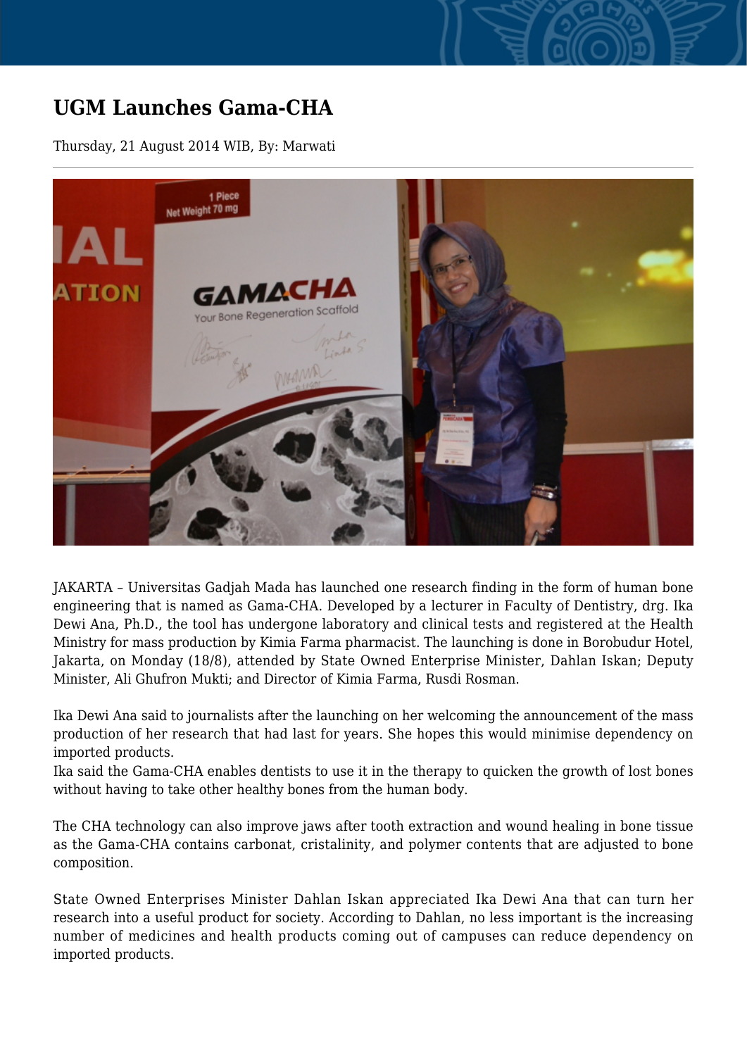# UGM Launches Gama-CHA

Thursday, 21 August 2014 WIB, By: Marwati

JAKARTA – Universitas Gadjah Mada has launched one research finding in the form of human bone engineering that is named as Gama-CHA. Developed by a lecturer in Faculty of Dentistry, drg. Ika Dewi Ana, Ph.D., the tool has undergone laboratory and clinical tests and registered at the Health Ministry for mass production by Kimia Farma pharmacist. The launching is done in Borobudur Hotel, Jakarta, on Monday (18/8), attended by State Owned Enterprise Minister, Dahlan Iskan; Deputy Minister, Ali Ghufron Mukti; and Director of Kimia Farma, Rusdi Rosman.

Ika Dewi Ana said to journalists after the launching on her welcoming the announcement of the mass production of her research that had last for years. She hopes this would minimise dependency on imported products.
Ika said the Gama-CHA enables dentists to use it in the therapy to quicken the growth of lost bones without having to take other healthy bones from the human body.

The CHA technology can also improve jaws after tooth extraction and wound healing in bone tissue as the Gama-CHA contains carbonat, cristalinity, and polymer contents that are adjusted to bone composition.

State Owned Enterprises Minister Dahlan Iskan appreciated Ika Dewi Ana that can turn her research into a useful product for society. According to Dahlan, no less important is the increasing number of medicines and health products coming out of campuses can reduce dependency on imported products.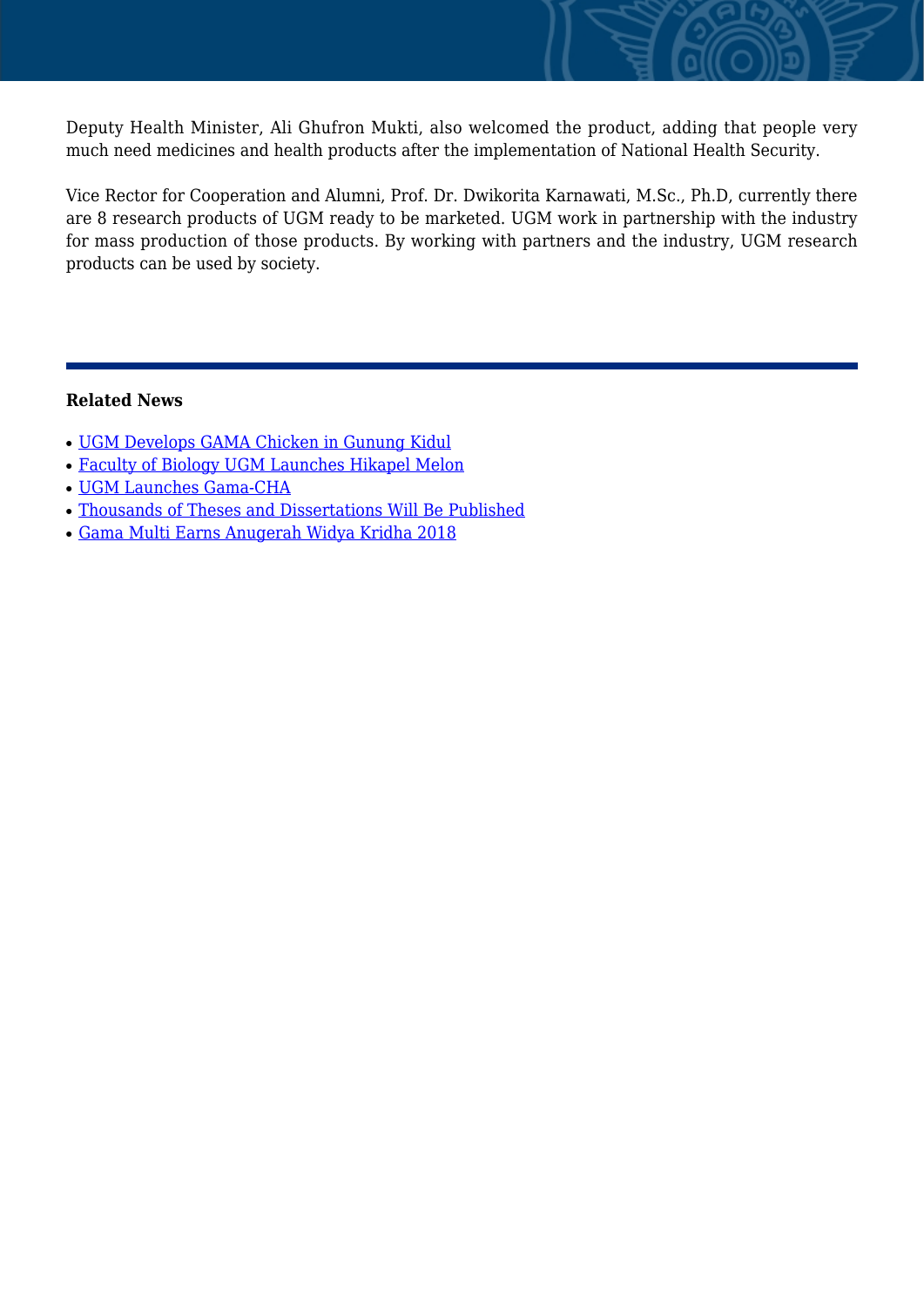Deputy Health Minister, Ali Ghufron Mukti, also welcomed the product, adding that people very much need medicines and health products after the implementation of National Health Security.

Vice Rector for Cooperation and Alumni, Prof. Dr. Dwikorita Karnawati, M.Sc., Ph.D, currently there are 8 research products of UGM ready to be marketed. UGM work in partnership with the industry for mass production of those products. By working with partners and the industry, UGM research products can be used by society.

---

**Related News**

- UGM Develops GAMA Chicken in Gunung Kidul
- Faculty of Biology UGM Launches Hikapel Melon
- UGM Launches Gama-CHA
- Thousands of Theses and Dissertations Will Be Published
- Gama Multi Earns Anugerah Widya Kridha 2018